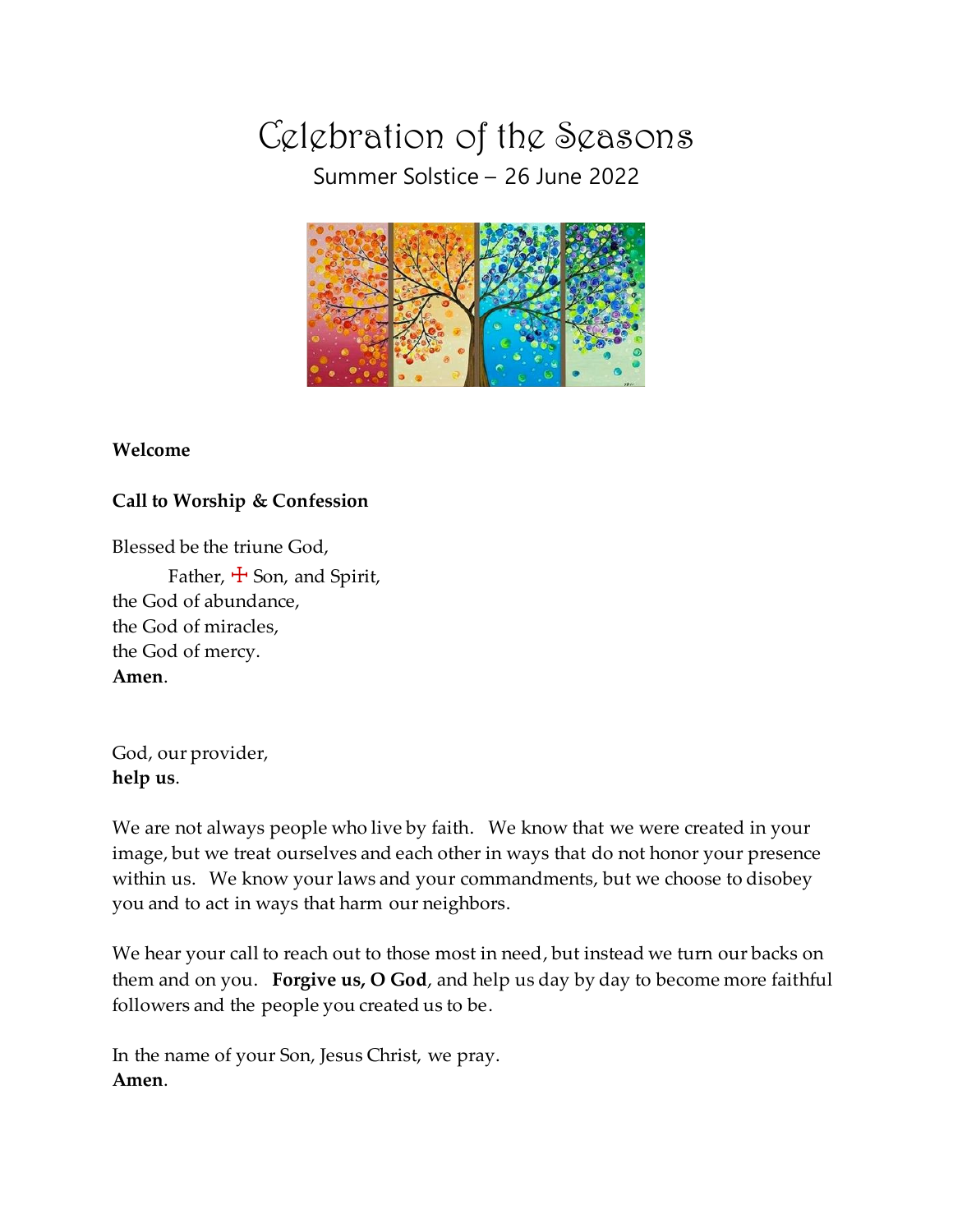# Celebration of the Seasons

Summer Solstice – 26 June 2022

**Welcome**

**Call to Worship & Confession**

Blessed be the triune God,
Father, ☩ Son, and Spirit,
the God of abundance,
the God of miracles,
the God of mercy.
**Amen**.

God, our provider,
**help us**.

We are not always people who live by faith. We know that we were created in your image, but we treat ourselves and each other in ways that do not honor your presence within us. We know your laws and your commandments, but we choose to disobey you and to act in ways that harm our neighbors.

We hear your call to reach out to those most in need, but instead we turn our backs on them and on you. **Forgive us, O God**, and help us day by day to become more faithful followers and the people you created us to be.

In the name of your Son, Jesus Christ, we pray.
**Amen**.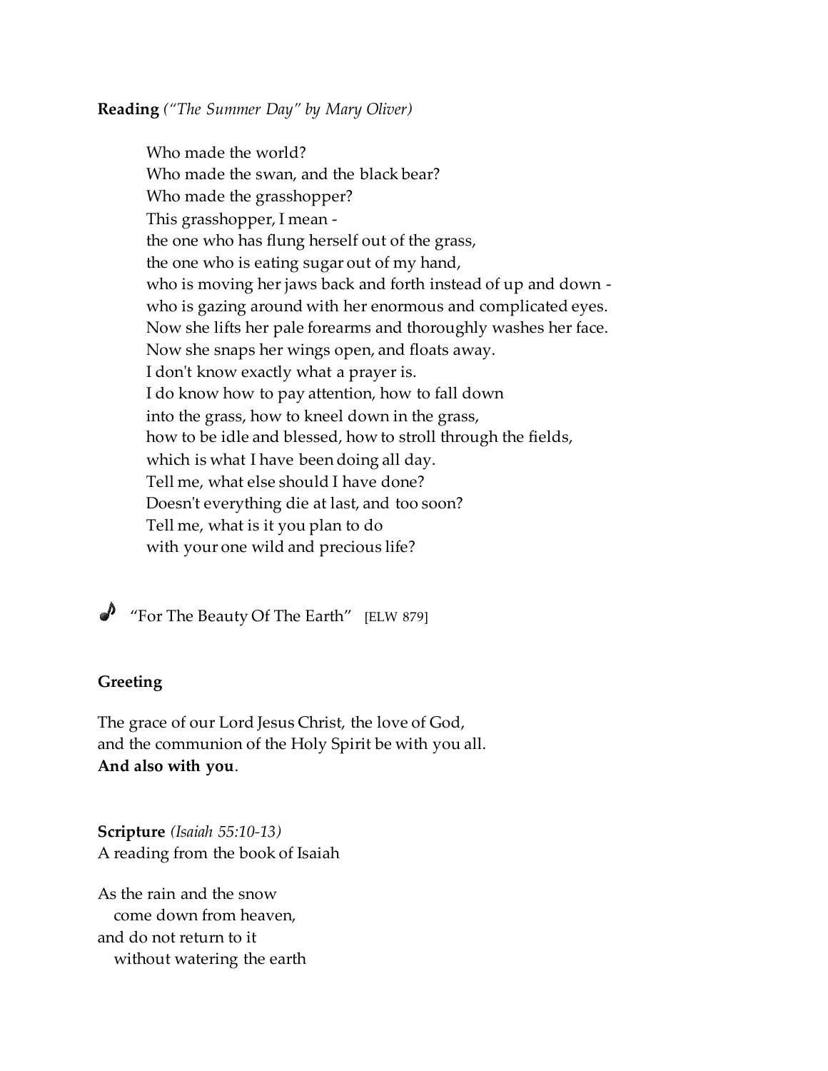**Reading** *("The Summer Day" by Mary Oliver)*

> Who made the world?
> Who made the swan, and the black bear?
> Who made the grasshopper?
> This grasshopper, I mean -
> the one who has flung herself out of the grass,
> the one who is eating sugar out of my hand,
> who is moving her jaws back and forth instead of up and down -
> who is gazing around with her enormous and complicated eyes.
> Now she lifts her pale forearms and thoroughly washes her face.
> Now she snaps her wings open, and floats away.
> I don't know exactly what a prayer is.
> I do know how to pay attention, how to fall down
> into the grass, how to kneel down in the grass,
> how to be idle and blessed, how to stroll through the fields,
> which is what I have been doing all day.
> Tell me, what else should I have done?
> Doesn't everything die at last, and too soon?
> Tell me, what is it you plan to do
> with your one wild and precious life?

♪ "For The Beauty Of The Earth" [ELW 879]

**Greeting**

The grace of our Lord Jesus Christ, the love of God,
and the communion of the Holy Spirit be with you all.
**And also with you**.

**Scripture** *(Isaiah 55:10-13)*
A reading from the book of Isaiah

As the rain and the snow
come down from heaven,
and do not return to it
without watering the earth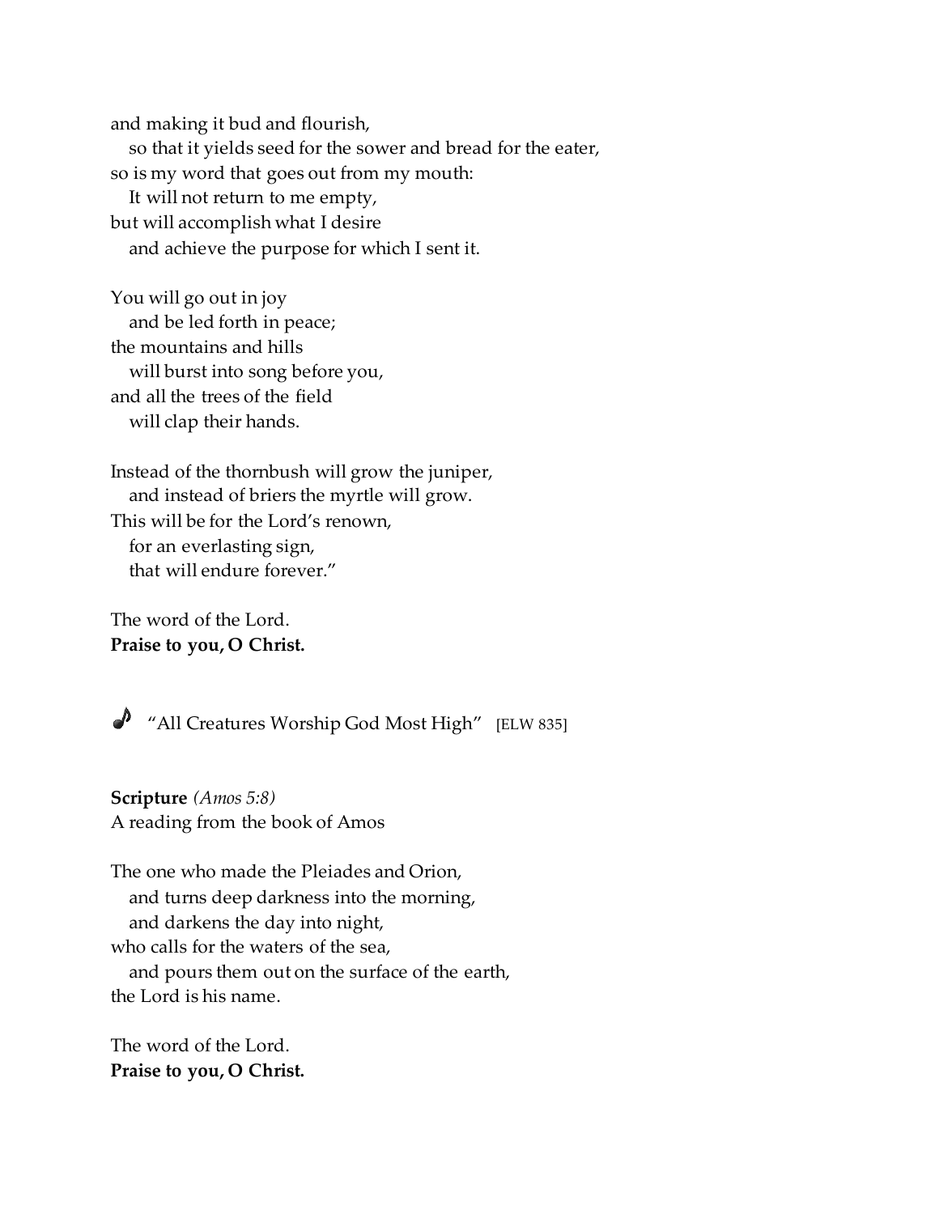and making it bud and flourish,
   so that it yields seed for the sower and bread for the eater,
so is my word that goes out from my mouth:
   It will not return to me empty,
but will accomplish what I desire
   and achieve the purpose for which I sent it.

You will go out in joy
   and be led forth in peace;
the mountains and hills
   will burst into song before you,
and all the trees of the field
   will clap their hands.

Instead of the thornbush will grow the juniper,
   and instead of briers the myrtle will grow.
This will be for the Lord's renown,
   for an everlasting sign,
   that will endure forever."

The word of the Lord.
**Praise to you, O Christ.**

♪ "All Creatures Worship God Most High" [ELW 835]

**Scripture** *(Amos 5:8)*
A reading from the book of Amos

The one who made the Pleiades and Orion,
   and turns deep darkness into the morning,
   and darkens the day into night,
who calls for the waters of the sea,
   and pours them out on the surface of the earth,
the Lord is his name.

The word of the Lord.
**Praise to you, O Christ.**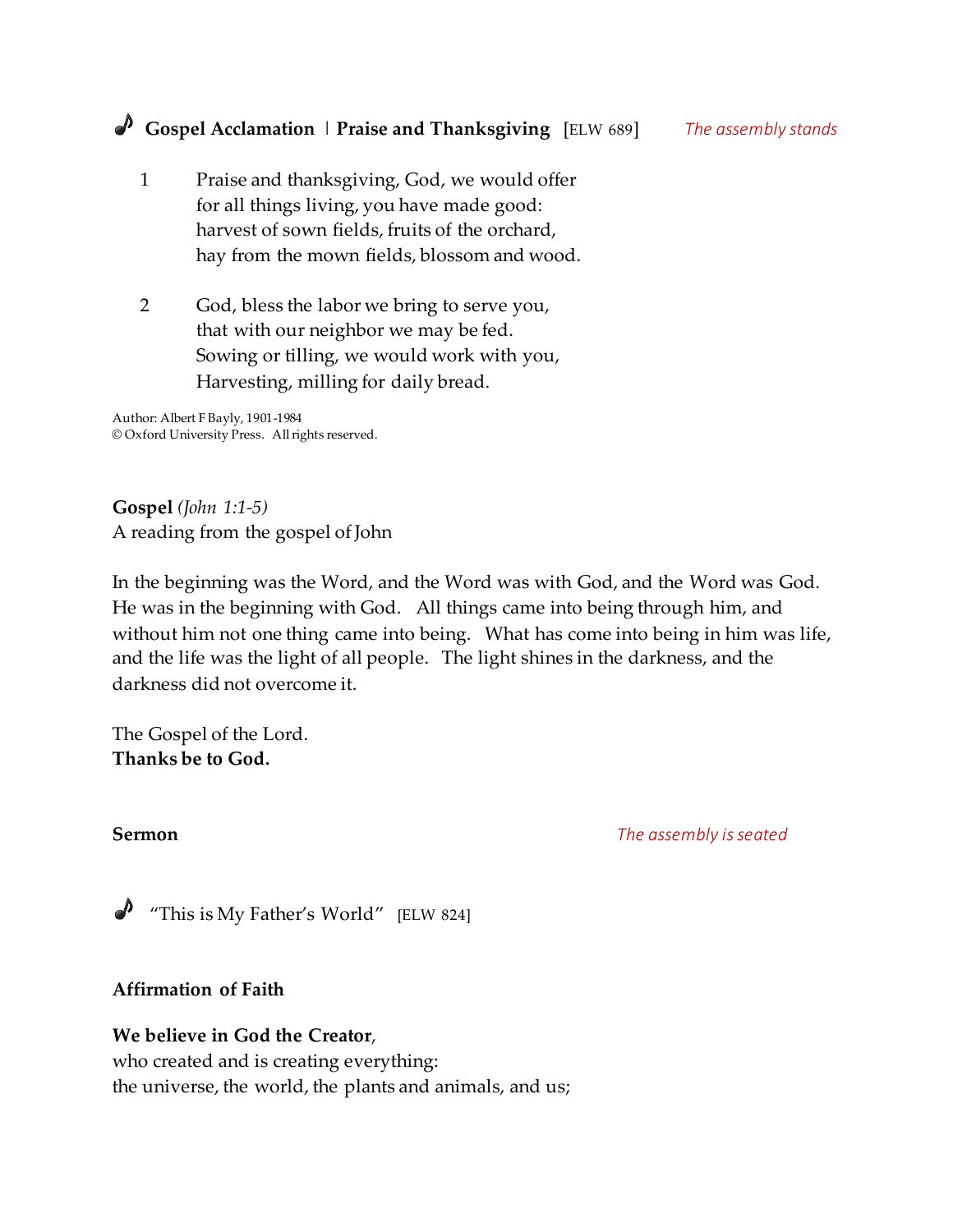♪ **Gospel Acclamation | Praise and Thanksgiving** [ELW 689] *The assembly stands*

1 Praise and thanksgiving, God, we would offer
for all things living, you have made good:
harvest of sown fields, fruits of the orchard,
hay from the mown fields, blossom and wood.

2 God, bless the labor we bring to serve you,
that with our neighbor we may be fed.
Sowing or tilling, we would work with you,
Harvesting, milling for daily bread.

Author: Albert F Bayly, 1901-1984
© Oxford University Press. All rights reserved.

**Gospel** *(John 1:1-5)*
A reading from the gospel of John

In the beginning was the Word, and the Word was with God, and the Word was God. He was in the beginning with God. All things came into being through him, and without him not one thing came into being. What has come into being in him was life, and the life was the light of all people. The light shines in the darkness, and the darkness did not overcome it.

The Gospel of the Lord.
**Thanks be to God.**

**Sermon** *The assembly is seated*

♪ "This is My Father's World" [ELW 824]

**Affirmation of Faith**

**We believe in God the Creator**,
who created and is creating everything:
the universe, the world, the plants and animals, and us;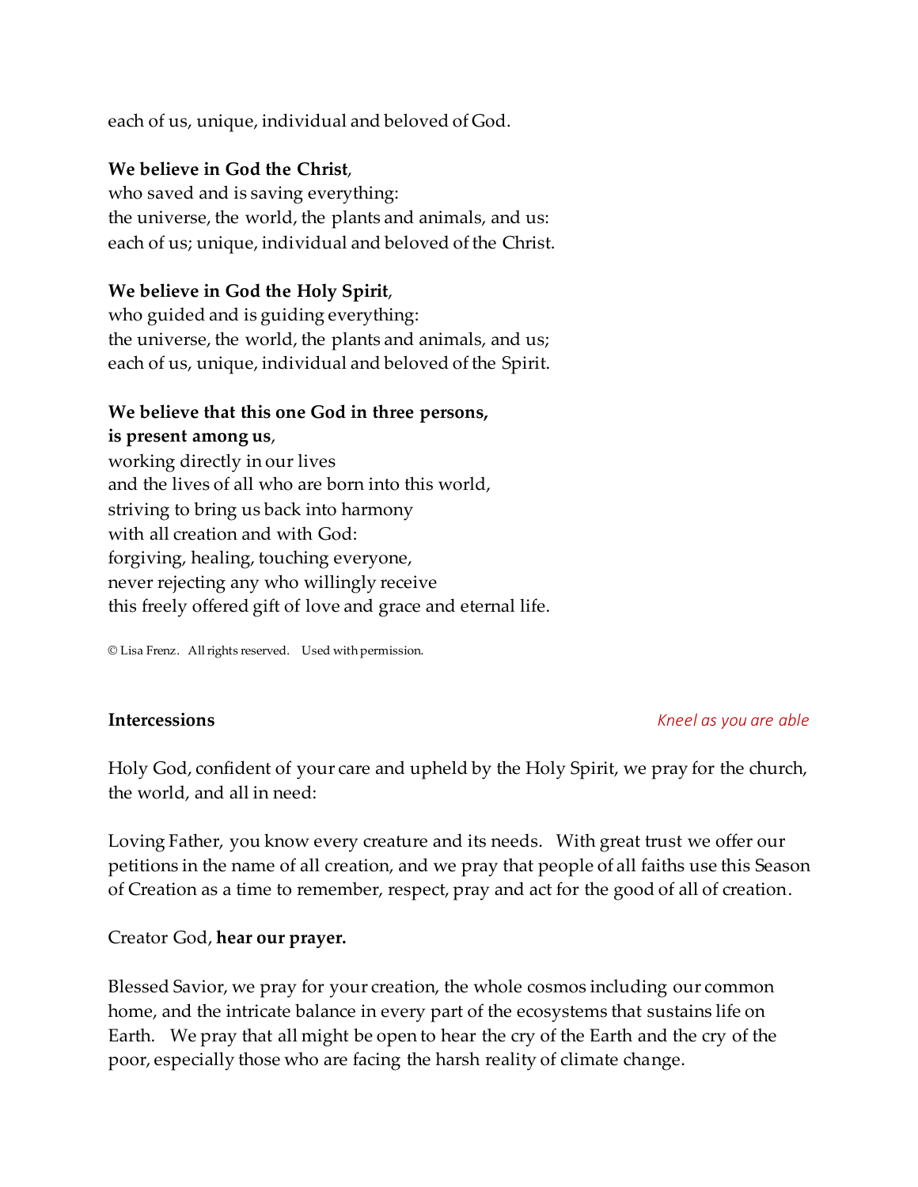each of us, unique, individual and beloved of God.

**We believe in God the Christ**,
who saved and is saving everything:
the universe, the world, the plants and animals, and us:
each of us; unique, individual and beloved of the Christ.

**We believe in God the Holy Spirit**,
who guided and is guiding everything:
the universe, the world, the plants and animals, and us;
each of us, unique, individual and beloved of the Spirit.

**We believe that this one God in three persons,**
**is present among us**,
working directly in our lives
and the lives of all who are born into this world,
striving to bring us back into harmony
with all creation and with God:
forgiving, healing, touching everyone,
never rejecting any who willingly receive
this freely offered gift of love and grace and eternal life.

© Lisa Frenz. All rights reserved. Used with permission.

**Intercessions** *Kneel as you are able*

Holy God, confident of your care and upheld by the Holy Spirit, we pray for the church, the world, and all in need:

Loving Father, you know every creature and its needs. With great trust we offer our petitions in the name of all creation, and we pray that people of all faiths use this Season of Creation as a time to remember, respect, pray and act for the good of all of creation.

Creator God, **hear our prayer.**

Blessed Savior, we pray for your creation, the whole cosmos including our common home, and the intricate balance in every part of the ecosystems that sustains life on Earth. We pray that all might be open to hear the cry of the Earth and the cry of the poor, especially those who are facing the harsh reality of climate change.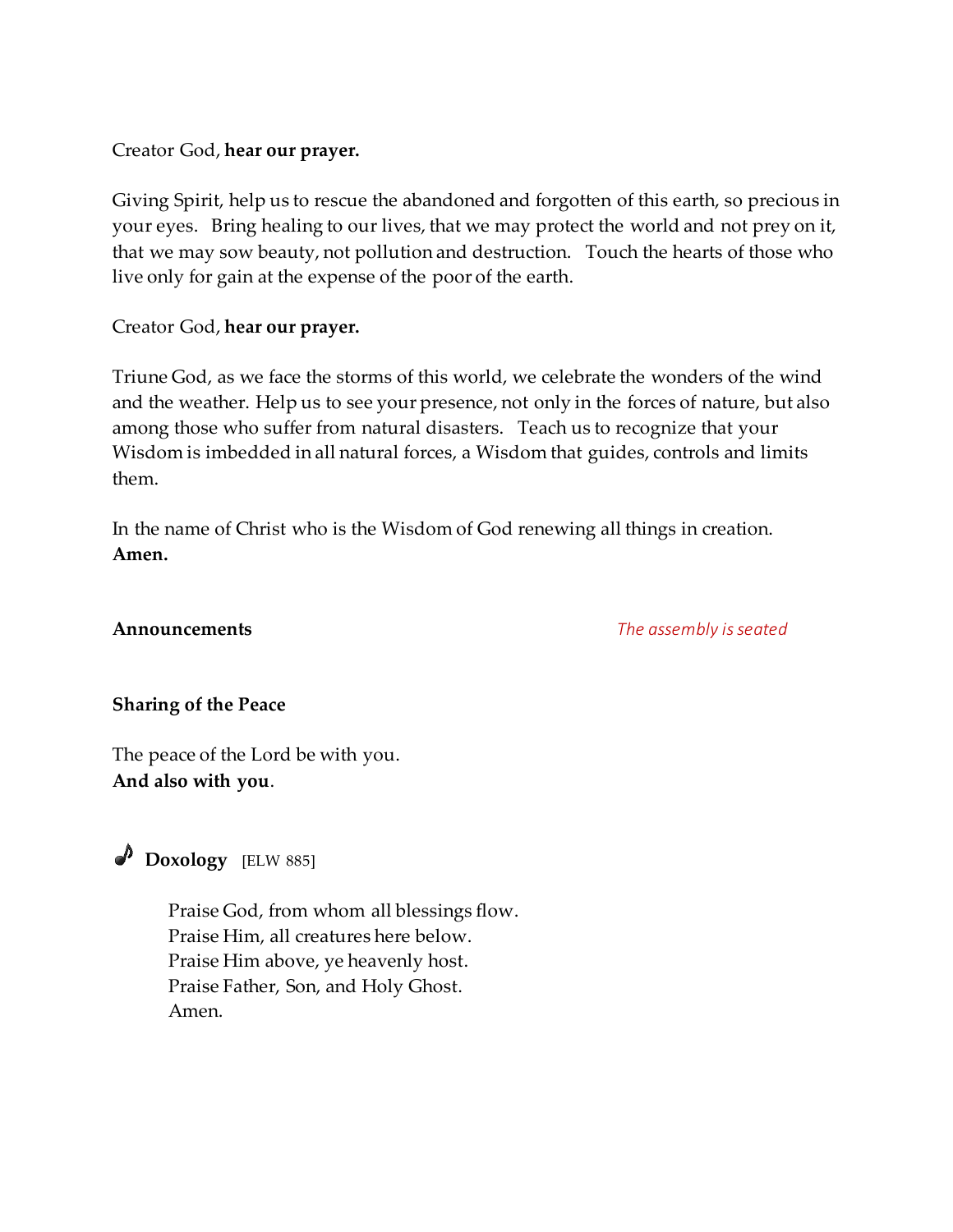Creator God, **hear our prayer.**

Giving Spirit, help us to rescue the abandoned and forgotten of this earth, so precious in your eyes. Bring healing to our lives, that we may protect the world and not prey on it, that we may sow beauty, not pollution and destruction. Touch the hearts of those who live only for gain at the expense of the poor of the earth.

Creator God, **hear our prayer.**

Triune God, as we face the storms of this world, we celebrate the wonders of the wind and the weather. Help us to see your presence, not only in the forces of nature, but also among those who suffer from natural disasters. Teach us to recognize that your Wisdom is imbedded in all natural forces, a Wisdom that guides, controls and limits them.

In the name of Christ who is the Wisdom of God renewing all things in creation.
**Amen.**

**Announcements** *The assembly is seated*

**Sharing of the Peace**

The peace of the Lord be with you.
**And also with you**.

♪ **Doxology** [ELW 885]

> Praise God, from whom all blessings flow.
> Praise Him, all creatures here below.
> Praise Him above, ye heavenly host.
> Praise Father, Son, and Holy Ghost.
> Amen.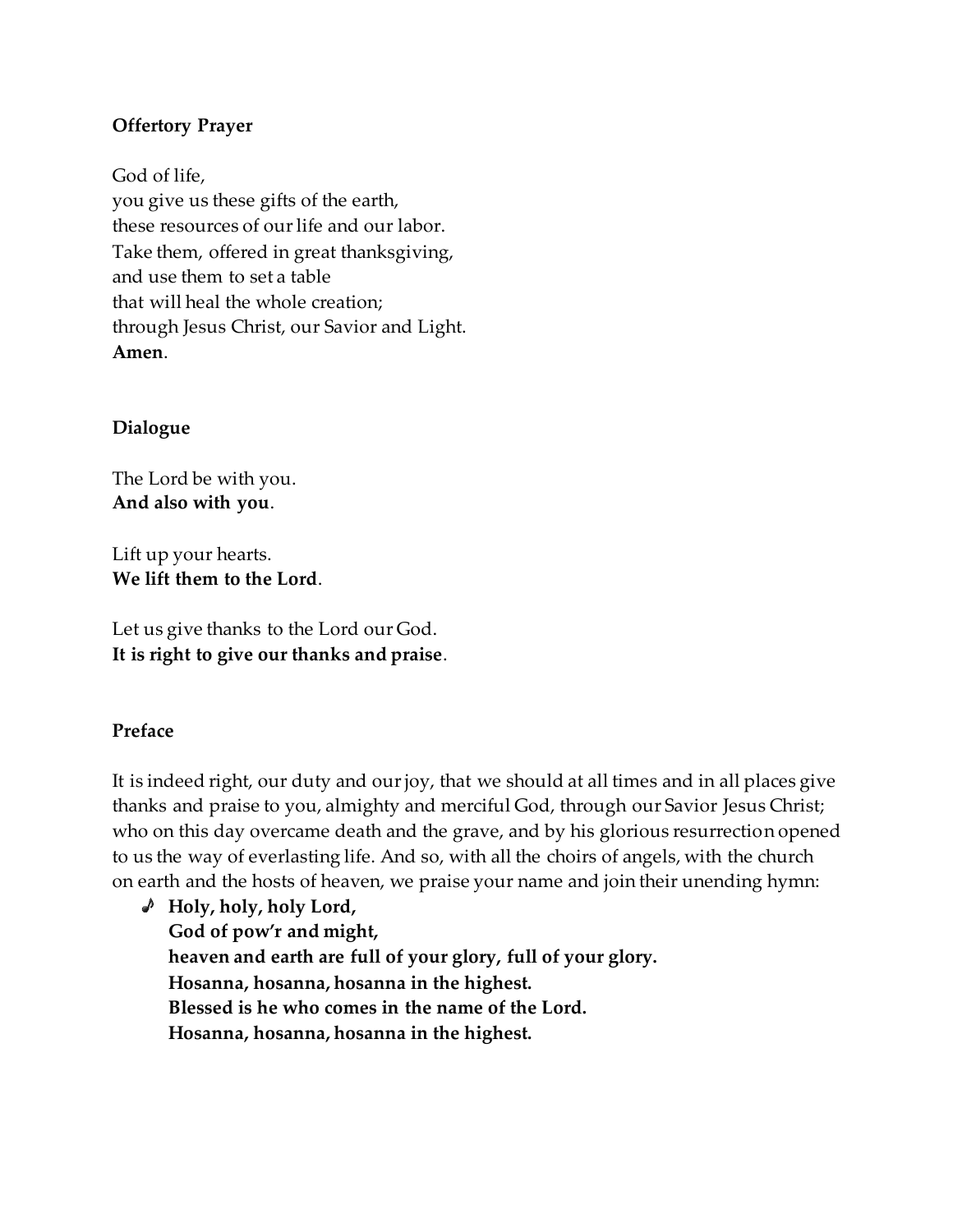**Offertory Prayer**

God of life,
you give us these gifts of the earth,
these resources of our life and our labor.
Take them, offered in great thanksgiving,
and use them to set a table
that will heal the whole creation;
through Jesus Christ, our Savior and Light.
**Amen**.

**Dialogue**

The Lord be with you.
**And also with you**.

Lift up your hearts.
**We lift them to the Lord**.

Let us give thanks to the Lord our God.
**It is right to give our thanks and praise**.

**Preface**

It is indeed right, our duty and our joy, that we should at all times and in all places give thanks and praise to you, almighty and merciful God, through our Savior Jesus Christ; who on this day overcame death and the grave, and by his glorious resurrection opened to us the way of everlasting life. And so, with all the choirs of angels, with the church on earth and the hosts of heaven, we praise your name and join their unending hymn:

♪ **Holy, holy, holy Lord,**
**God of pow'r and might,**
**heaven and earth are full of your glory, full of your glory.**
**Hosanna, hosanna, hosanna in the highest.**
**Blessed is he who comes in the name of the Lord.**
**Hosanna, hosanna, hosanna in the highest.**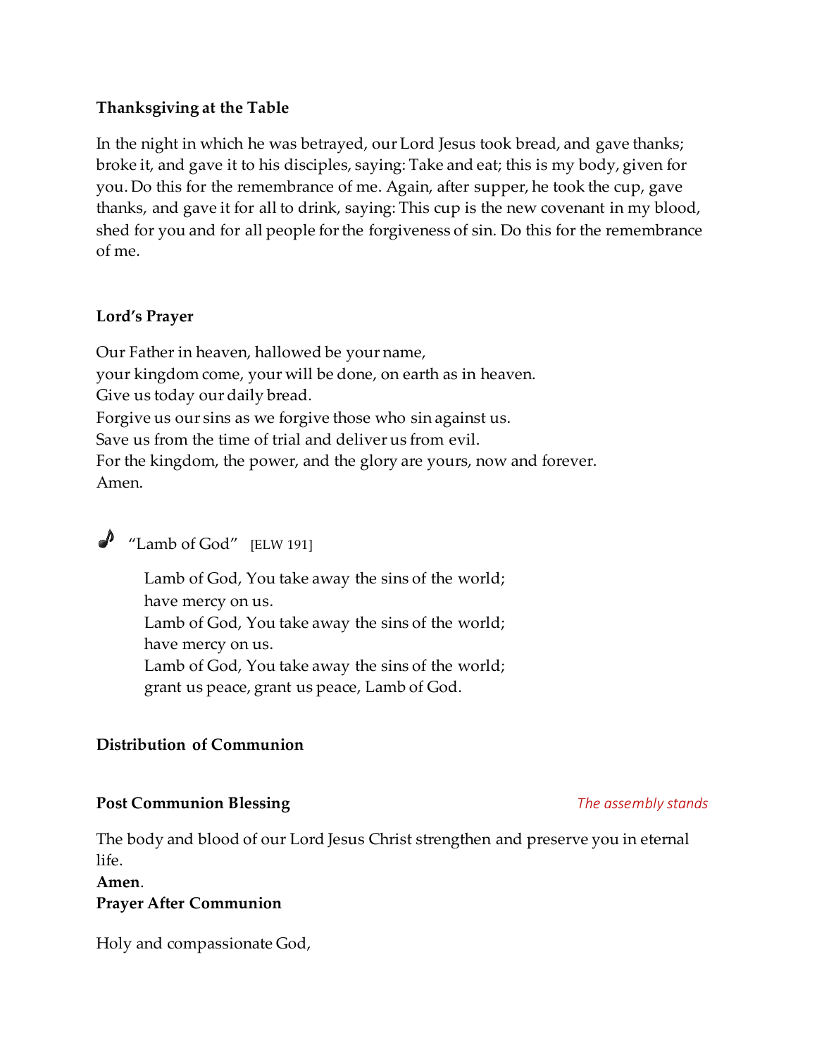**Thanksgiving at the Table**

In the night in which he was betrayed, our Lord Jesus took bread, and gave thanks; broke it, and gave it to his disciples, saying: Take and eat; this is my body, given for you. Do this for the remembrance of me. Again, after supper, he took the cup, gave thanks, and gave it for all to drink, saying: This cup is the new covenant in my blood, shed for you and for all people for the forgiveness of sin. Do this for the remembrance of me.

**Lord's Prayer**

Our Father in heaven, hallowed be your name,
your kingdom come, your will be done, on earth as in heaven.
Give us today our daily bread.
Forgive us our sins as we forgive those who sin against us.
Save us from the time of trial and deliver us from evil.
For the kingdom, the power, and the glory are yours, now and forever.
Amen.

♪ "Lamb of God" [ELW 191]

> Lamb of God, You take away the sins of the world;
> have mercy on us.
> Lamb of God, You take away the sins of the world;
> have mercy on us.
> Lamb of God, You take away the sins of the world;
> grant us peace, grant us peace, Lamb of God.

**Distribution of Communion**

**Post Communion Blessing** *The assembly stands*

The body and blood of our Lord Jesus Christ strengthen and preserve you in eternal life.
**Amen**.

**Prayer After Communion**

Holy and compassionate God,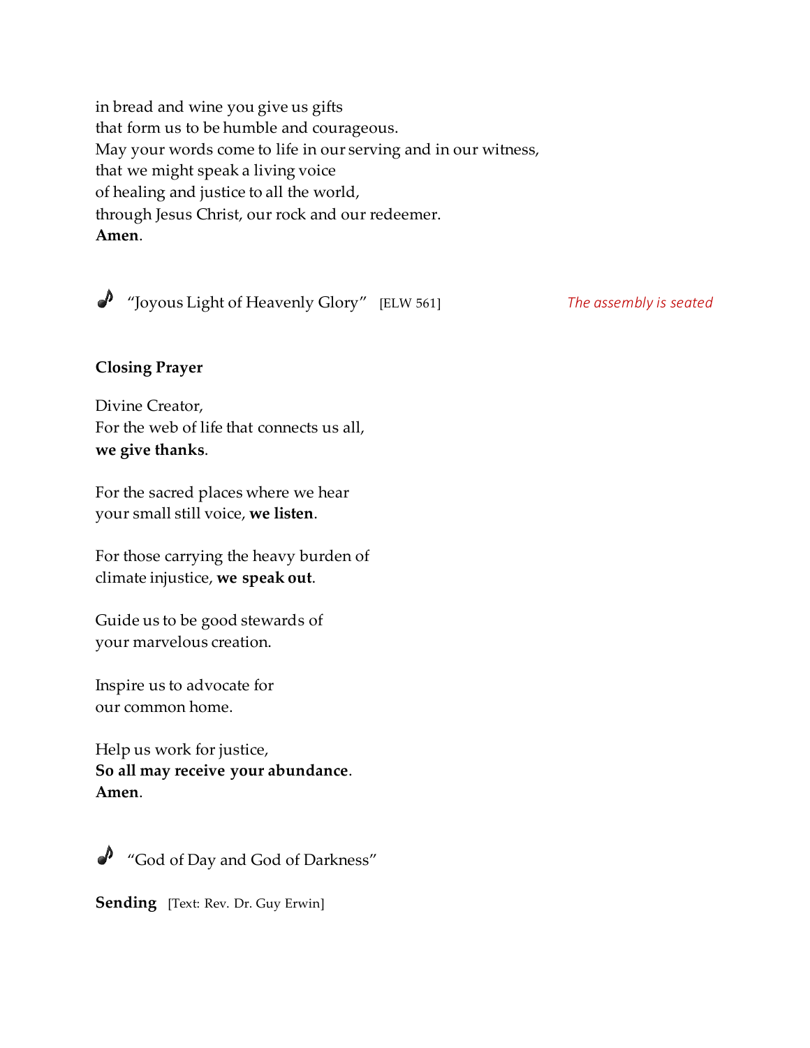in bread and wine you give us gifts
that form us to be humble and courageous.
May your words come to life in our serving and in our witness,
that we might speak a living voice
of healing and justice to all the world,
through Jesus Christ, our rock and our redeemer.
**Amen**.

♪ "Joyous Light of Heavenly Glory" [ELW 561] *The assembly is seated*

**Closing Prayer**

Divine Creator,
For the web of life that connects us all,
**we give thanks**.

For the sacred places where we hear
your small still voice, **we listen**.

For those carrying the heavy burden of
climate injustice, **we speak out**.

Guide us to be good stewards of
your marvelous creation.

Inspire us to advocate for
our common home.

Help us work for justice,
**So all may receive your abundance**.
**Amen**.

♪ "God of Day and God of Darkness"

**Sending** [Text: Rev. Dr. Guy Erwin]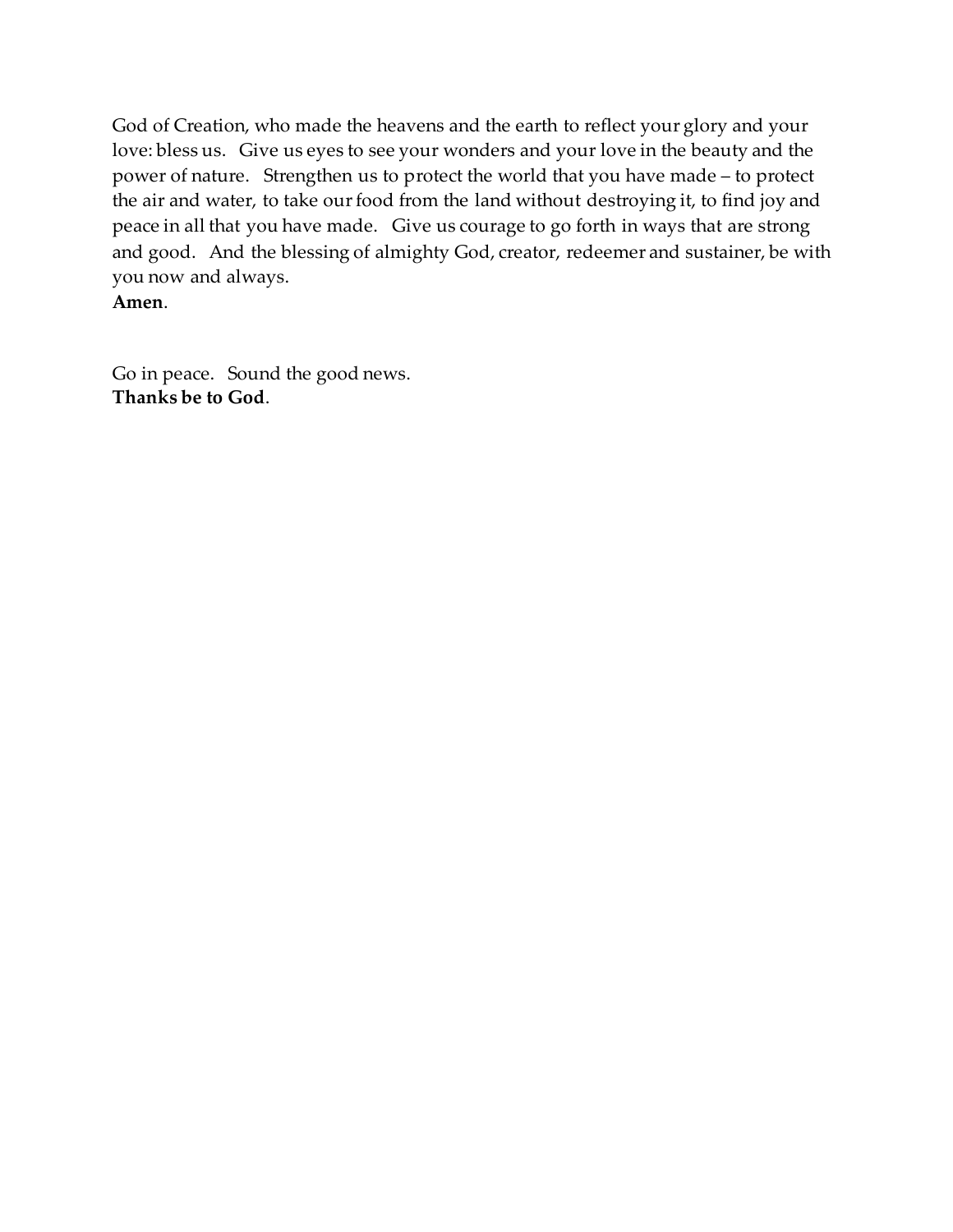God of Creation, who made the heavens and the earth to reflect your glory and your love: bless us. Give us eyes to see your wonders and your love in the beauty and the power of nature. Strengthen us to protect the world that you have made – to protect the air and water, to take our food from the land without destroying it, to find joy and peace in all that you have made. Give us courage to go forth in ways that are strong and good. And the blessing of almighty God, creator, redeemer and sustainer, be with you now and always.
**Amen**.

Go in peace. Sound the good news.
**Thanks be to God**.